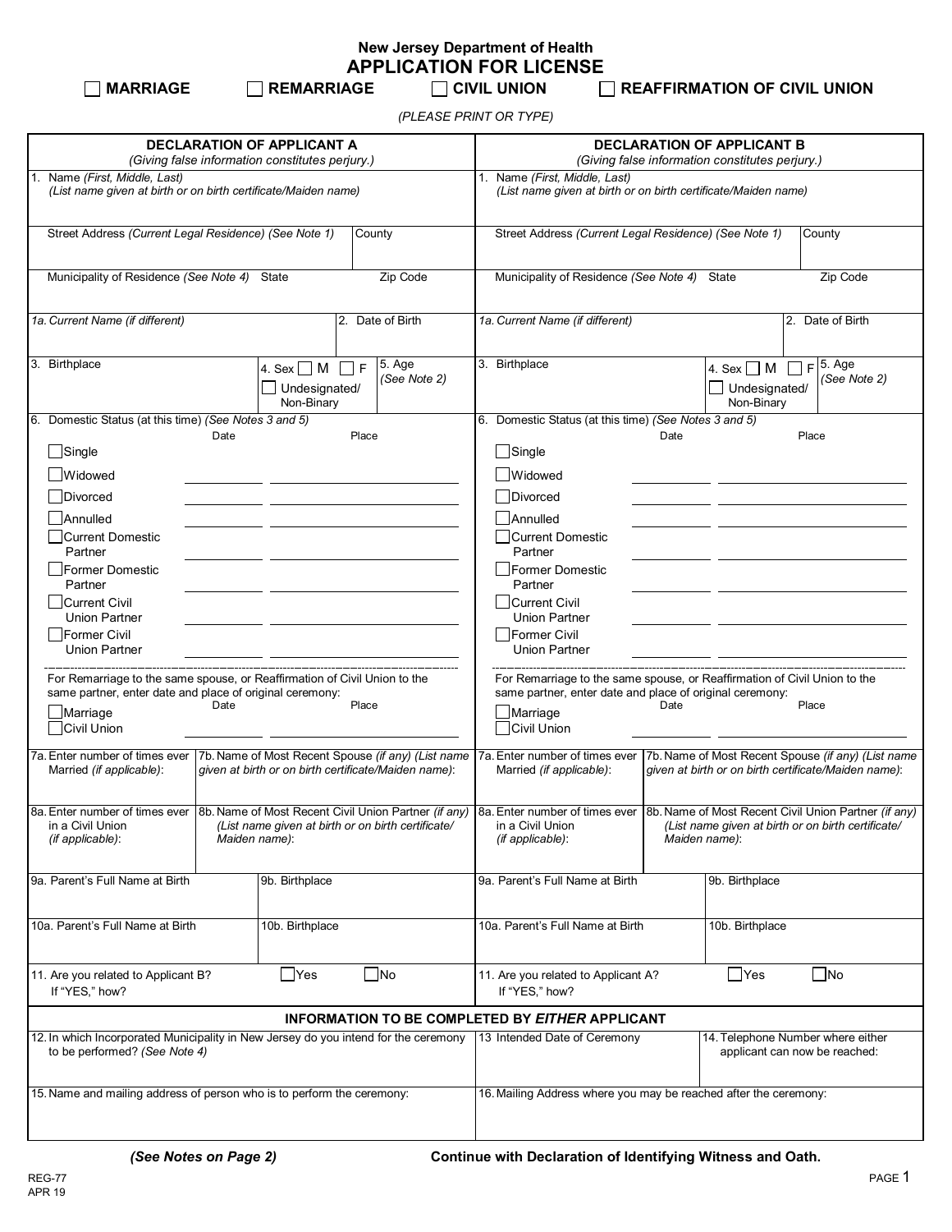# New Jersey Department of Health

## APPLICATION FOR LICENSE

☐ **MARRIAGE** ☐ **REMARRIAGE** ☐ **CIVIL UNION** ☐ **REAFFIRMATION OF CIVIL UNION**

*(PLEASE PRINT OR TYPE)*

| **DECLARATION OF APPLICANT A** *(Giving false information constitutes perjury.)* | **DECLARATION OF APPLICANT B** *(Giving false information constitutes perjury.)* |
|---|---|
| 1. Name *(First, Middle, Last)* *(List name given at birth or on birth certificate/Maiden name)* | 1. Name *(First, Middle, Last)* *(List name given at birth or on birth certificate/Maiden name)* |
| Street Address *(Current Legal Residence) (See Note 1)* / County | Street Address *(Current Legal Residence) (See Note 1)* / County |
| Municipality of Residence *(See Note 4)* / State / Zip Code | Municipality of Residence *(See Note 4)* / State / Zip Code |
| *1a. Current Name (if different)* / 2. Date of Birth | *1a. Current Name (if different)* / 2. Date of Birth |
| 3. Birthplace / 4. Sex ☐ M ☐ F ☐ Undesignated/ Non-Binary / 5. Age *(See Note 2)* | 3. Birthplace / 4. Sex ☐ M ☐ F ☐ Undesignated/ Non-Binary / 5. Age *(See Note 2)* |
| 6. Domestic Status (at this time) *(See Notes 3 and 5)* — Date / Place<br>☐ Single<br>☐ Widowed ______ ______<br>☐ Divorced ______ ______<br>☐ Annulled ______ ______<br>☐ Current Domestic Partner ______ ______<br>☐ Former Domestic Partner ______ ______<br>☐ Current Civil Union Partner ______ ______<br>☐ Former Civil Union Partner ______ ______ | 6. Domestic Status (at this time) *(See Notes 3 and 5)* — Date / Place<br>☐ Single<br>☐ Widowed ______ ______<br>☐ Divorced ______ ______<br>☐ Annulled ______ ______<br>☐ Current Domestic Partner ______ ______<br>☐ Former Domestic Partner ______ ______<br>☐ Current Civil Union Partner ______ ______<br>☐ Former Civil Union Partner ______ ______ |
| For Remarriage to the same spouse, or Reaffirmation of Civil Union to the same partner, enter date and place of original ceremony: Date / Place<br>☐ Marriage<br>☐ Civil Union ______ ______ | For Remarriage to the same spouse, or Reaffirmation of Civil Union to the same partner, enter date and place of original ceremony: Date / Place<br>☐ Marriage<br>☐ Civil Union ______ ______ |
| 7a. Enter number of times ever Married *(if applicable)*: / 7b. Name of Most Recent Spouse *(if any) (List name given at birth or on birth certificate/Maiden name)*: | 7a. Enter number of times ever Married *(if applicable)*: / 7b. Name of Most Recent Spouse *(if any) (List name given at birth or on birth certificate/Maiden name)*: |
| 8a. Enter number of times ever in a Civil Union *(if applicable)*: / 8b. Name of Most Recent Civil Union Partner *(if any) (List name given at birth or on birth certificate/ Maiden name)*: | 8a. Enter number of times ever in a Civil Union *(if applicable)*: / 8b. Name of Most Recent Civil Union Partner *(if any) (List name given at birth or on birth certificate/ Maiden name)*: |
| 9a. Parent's Full Name at Birth / 9b. Birthplace | 9a. Parent's Full Name at Birth / 9b. Birthplace |
| 10a. Parent's Full Name at Birth / 10b. Birthplace | 10a. Parent's Full Name at Birth / 10b. Birthplace |
| 11. Are you related to Applicant B? ☐ Yes ☐ No<br>If "YES," how? | 11. Are you related to Applicant A? ☐ Yes ☐ No<br>If "YES," how? |

### INFORMATION TO BE COMPLETED BY *EITHER* APPLICANT

| 12. In which Incorporated Municipality in New Jersey do you intend for the ceremony to be performed? *(See Note 4)* | 13 Intended Date of Ceremony | 14. Telephone Number where either applicant can now be reached: |
|---|---|---|
| 15. Name and mailing address of person who is to perform the ceremony: | 16. Mailing Address where you may be reached after the ceremony: | |

***(See Notes on Page 2)*** **Continue with Declaration of Identifying Witness and Oath.**

REG-77
APR 19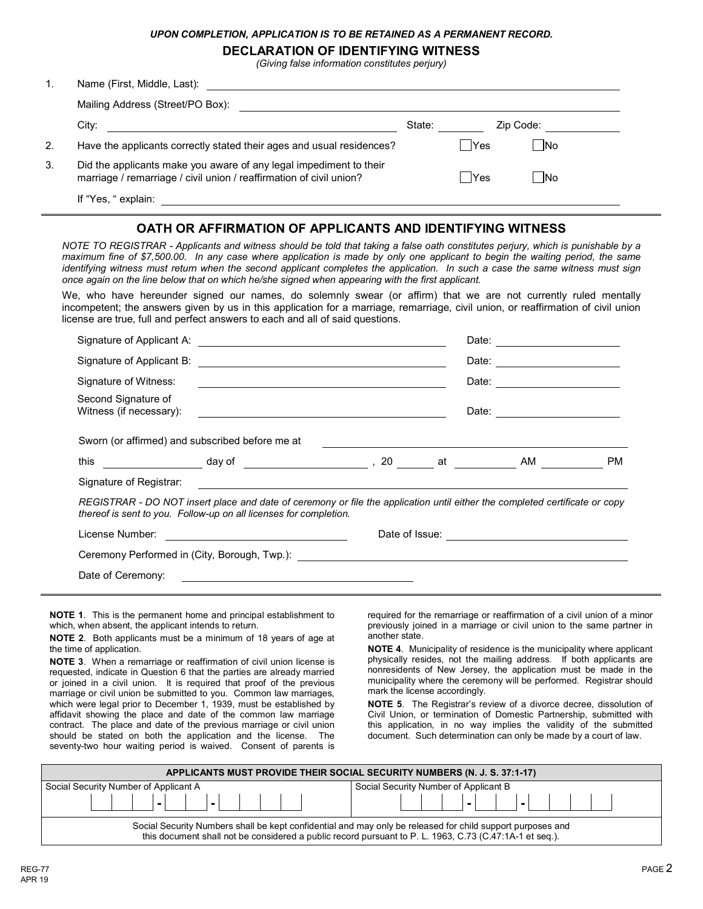*UPON COMPLETION, APPLICATION IS TO BE RETAINED AS A PERMANENT RECORD.*

## DECLARATION OF IDENTIFYING WITNESS

*(Giving false information constitutes perjury)*

1. Name (First, Middle, Last): ______________________

   Mailing Address (Street/PO Box): ______________________

   City: ______________ State: ________ Zip Code: ________

2. Have the applicants correctly stated their ages and usual residences? ☐ Yes ☐ No

3. Did the applicants make you aware of any legal impediment to their marriage / remarriage / civil union / reaffirmation of civil union? ☐ Yes ☐ No

   If "Yes, " explain: ______________________

## OATH OR AFFIRMATION OF APPLICANTS AND IDENTIFYING WITNESS

*NOTE TO REGISTRAR - Applicants and witness should be told that taking a false oath constitutes perjury, which is punishable by a maximum fine of $7,500.00. In any case where application is made by only one applicant to begin the waiting period, the same identifying witness must return when the second applicant completes the application. In such a case the same witness must sign once again on the line below that on which he/she signed when appearing with the first applicant.*

We, who have hereunder signed our names, do solemnly swear (or affirm) that we are not currently ruled mentally incompetent; the answers given by us in this application for a marriage, remarriage, civil union, or reaffirmation of civil union license are true, full and perfect answers to each and all of said questions.

Signature of Applicant A: ______________________ Date: ____________

Signature of Applicant B: ______________________ Date: ____________

Signature of Witness: ______________________ Date: ____________

Second Signature of Witness (if necessary): ______________________ Date: ____________

Sworn (or affirmed) and subscribed before me at ______________________

this ________ day of ____________, 20 ____ at ________ AM ________ PM

Signature of Registrar: ______________________

*REGISTRAR - DO NOT insert place and date of ceremony or file the application until either the completed certificate or copy thereof is sent to you. Follow-up on all licenses for completion.*

License Number: ______________ Date of Issue: ______________

Ceremony Performed in (City, Borough, Twp.): ______________________

Date of Ceremony: ______________________

**NOTE 1**. This is the permanent home and principal establishment to which, when absent, the applicant intends to return.

**NOTE 2**. Both applicants must be a minimum of 18 years of age at the time of application.

**NOTE 3**. When a remarriage or reaffirmation of civil union license is requested, indicate in Question 6 that the parties are already married or joined in a civil union. It is required that proof of the previous marriage or civil union be submitted to you. Common law marriages, which were legal prior to December 1, 1939, must be established by affidavit showing the place and date of the common law marriage contract. The place and date of the previous marriage or civil union should be stated on both the application and the license. The seventy-two hour waiting period is waived. Consent of parents is required for the remarriage or reaffirmation of a civil union of a minor previously joined in a marriage or civil union to the same partner in another state.

**NOTE 4**. Municipality of residence is the municipality where applicant physically resides, not the mailing address. If both applicants are nonresidents of New Jersey, the application must be made in the municipality where the ceremony will be performed. Registrar should mark the license accordingly.

**NOTE 5**. The Registrar's review of a divorce decree, dissolution of Civil Union, or termination of Domestic Partnership, submitted with this application, in no way implies the validity of the submitted document. Such determination can only be made by a court of law.

| APPLICANTS MUST PROVIDE THEIR SOCIAL SECURITY NUMBERS (N. J. S. 37:1-17) | |
|---|---|
| Social Security Number of Applicant A<br>___ ___ ___ - ___ ___ - ___ ___ ___ ___ | Social Security Number of Applicant B<br>___ ___ ___ - ___ ___ - ___ ___ ___ ___ |
| Social Security Numbers shall be kept confidential and may only be released for child support purposes and this document shall not be considered a public record pursuant to P. L. 1963, C.73 (C.47:1A-1 et seq.). | |

REG-77
APR 19